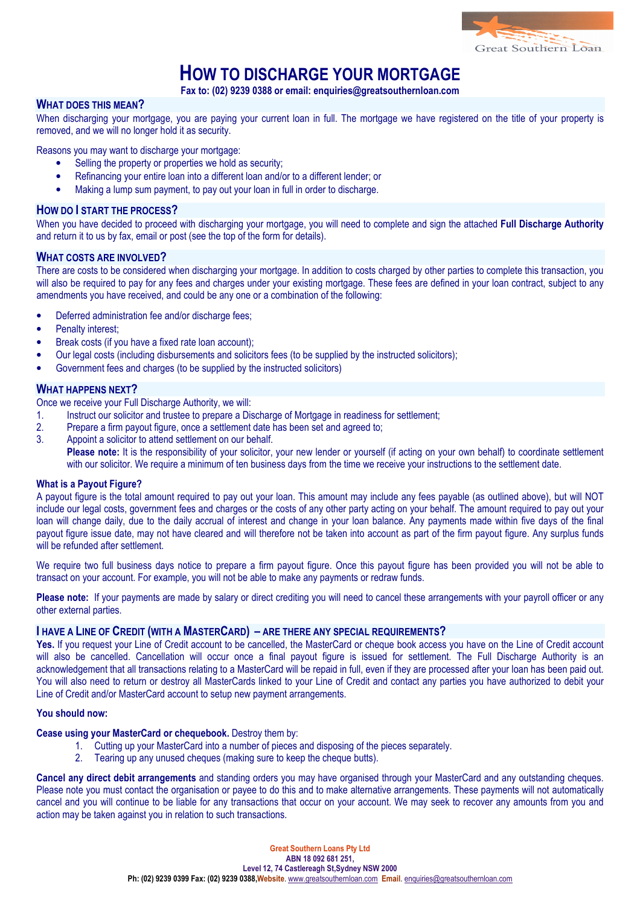# HOW TO DISCHARGE YOUR MORTGAGE

**Fax to: (02) 9239 0388 or email: enquiries@greatsouthernloan.com**

## WHAT DOES THIS MEAN?

When discharging your mortgage, you are paying your current loan in full. The mortgage we have registered on the title of your property is removed, and we will no longer hold it as security.

Reasons you may want to discharge your mortgage:

- Selling the property or properties we hold as security;
- Refinancing your entire loan into a different loan and/or to a different lender; or
- Making a lump sum payment, to pay out your loan in full in order to discharge.

## HOW DO I START THE PROCESS?

When you have decided to proceed with discharging your mortgage, you will need to complete and sign the attached **Full Discharge Authority** and return it to us by fax, email or post (see the top of the form for details).

## WHAT COSTS ARE INVOLVED?

There are costs to be considered when discharging your mortgage. In addition to costs charged by other parties to complete this transaction, you will also be required to pay for any fees and charges under your existing mortgage. These fees are defined in your loan contract, subject to any amendments you have received, and could be any one or a combination of the following:

- Deferred administration fee and/or discharge fees;
- Penalty interest;
- Break costs (if you have a fixed rate loan account);
- Our legal costs (including disbursements and solicitors fees (to be supplied by the instructed solicitors);
- Government fees and charges (to be supplied by the instructed solicitors)

## WHAT HAPPENS NEXT?

Once we receive your Full Discharge Authority, we will:

1. Instruct our solicitor and trustee to prepare a Discharge of Mortgage in readiness for settlement;
2. Prepare a firm payout figure, once a settlement date has been set and agreed to;
3. Appoint a solicitor to attend settlement on our behalf.

   **Please note:** It is the responsibility of your solicitor, your new lender or yourself (if acting on your own behalf) to coordinate settlement with our solicitor. We require a minimum of ten business days from the time we receive your instructions to the settlement date.

### What is a Payout Figure?

A payout figure is the total amount required to pay out your loan. This amount may include any fees payable (as outlined above), but will NOT include our legal costs, government fees and charges or the costs of any other party acting on your behalf. The amount required to pay out your loan will change daily, due to the daily accrual of interest and change in your loan balance. Any payments made within five days of the final payout figure issue date, may not have cleared and will therefore not be taken into account as part of the firm payout figure. Any surplus funds will be refunded after settlement.

We require two full business days notice to prepare a firm payout figure. Once this payout figure has been provided you will not be able to transact on your account. For example, you will not be able to make any payments or redraw funds.

**Please note:** If your payments are made by salary or direct crediting you will need to cancel these arrangements with your payroll officer or any other external parties.

## I HAVE A LINE OF CREDIT (WITH A MASTERCARD) – ARE THERE ANY SPECIAL REQUIREMENTS?

**Yes.** If you request your Line of Credit account to be cancelled, the MasterCard or cheque book access you have on the Line of Credit account will also be cancelled. Cancellation will occur once a final payout figure is issued for settlement. The Full Discharge Authority is an acknowledgement that all transactions relating to a MasterCard will be repaid in full, even if they are processed after your loan has been paid out. You will also need to return or destroy all MasterCards linked to your Line of Credit and contact any parties you have authorized to debit your Line of Credit and/or MasterCard account to setup new payment arrangements.

**You should now:**

**Cease using your MasterCard or chequebook.** Destroy them by:

1. Cutting up your MasterCard into a number of pieces and disposing of the pieces separately.
2. Tearing up any unused cheques (making sure to keep the cheque butts).

**Cancel any direct debit arrangements** and standing orders you may have organised through your MasterCard and any outstanding cheques. Please note you must contact the organisation or payee to do this and to make alternative arrangements. These payments will not automatically cancel and you will continue to be liable for any transactions that occur on your account. We may seek to recover any amounts from you and action may be taken against you in relation to such transactions.

Great Southern Loans Pty Ltd
ABN 18 092 681 251,
Level 12, 74 Castlereagh St,Sydney NSW 2000
Ph: (02) 9239 0399 Fax: (02) 9239 0388,Website. www.greatsouthernloan.com Email. enquiries@greatsouthernloan.com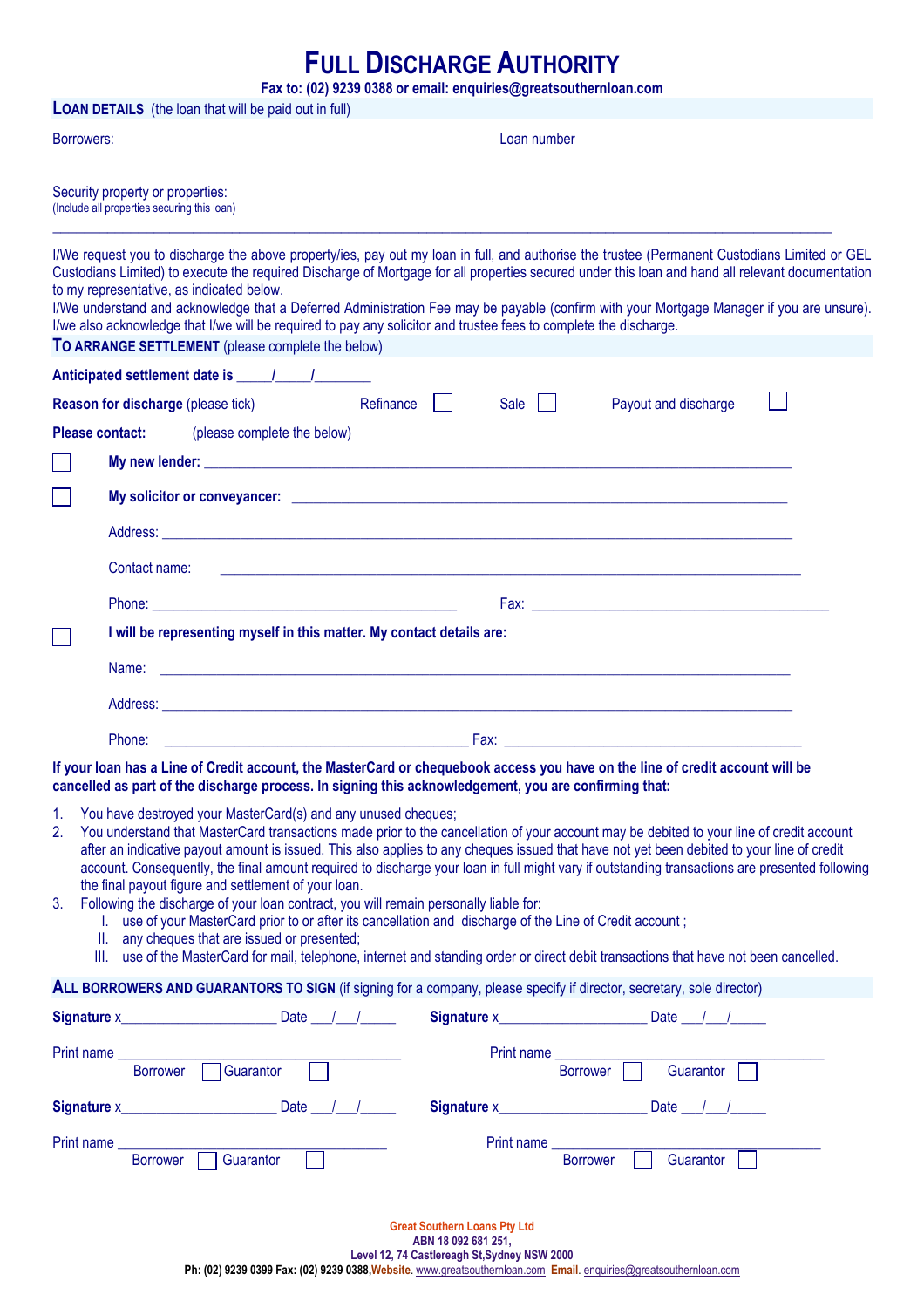# FULL DISCHARGE AUTHORITY

**Fax to: (02) 9239 0388 or email: enquiries@greatsouthernloan.com**

**LOAN DETAILS** (the loan that will be paid out in full)

Borrowers: Loan number

Security property or properties:
(Include all properties securing this loan)

______________________________________________________________________________________________

I/We request you to discharge the above property/ies, pay out my loan in full, and authorise the trustee (Permanent Custodians Limited or GEL Custodians Limited) to execute the required Discharge of Mortgage for all properties secured under this loan and hand all relevant documentation to my representative, as indicated below.

I/We understand and acknowledge that a Deferred Administration Fee may be payable (confirm with your Mortgage Manager if you are unsure). I/we also acknowledge that I/we will be required to pay any solicitor and trustee fees to complete the discharge.

**TO ARRANGE SETTLEMENT** (please complete the below)

**Anticipated settlement date is** _____/_____/_______

**Reason for discharge** (please tick) Refinance ☐ Sale ☐ Payout and discharge ☐

**Please contact:** (please complete the below)

☐ **My new lender:** ______________________________________________________________________

☐ **My solicitor or conveyancer:** ______________________________________________________________

Address: ______________________________________________________________________________

Contact name: __________________________________________________________________________

Phone: ________________________________________ Fax: ________________________________________

☐ **I will be representing myself in this matter. My contact details are:**

Name: ________________________________________________________________________________

Address: ______________________________________________________________________________

Phone: ________________________________________ Fax: ________________________________________

**If your loan has a Line of Credit account, the MasterCard or chequebook access you have on the line of credit account will be cancelled as part of the discharge process. In signing this acknowledgement, you are confirming that:**

1. You have destroyed your MasterCard(s) and any unused cheques;
2. You understand that MasterCard transactions made prior to the cancellation of your account may be debited to your line of credit account after an indicative payout amount is issued. This also applies to any cheques issued that have not yet been debited to your line of credit account. Consequently, the final amount required to discharge your loan in full might vary if outstanding transactions are presented following the final payout figure and settlement of your loan.
3. Following the discharge of your loan contract, you will remain personally liable for:
   I. use of your MasterCard prior to or after its cancellation and discharge of the Line of Credit account ;
   II. any cheques that are issued or presented;
   III. use of the MasterCard for mail, telephone, internet and standing order or direct debit transactions that have not been cancelled.

**ALL BORROWERS AND GUARANTORS TO SIGN** (if signing for a company, please specify if director, secretary, sole director)

**Signature** x____________________ Date ___/___/_____
Print name ______________________________
Borrower ☐ Guarantor ☐

**Signature** x____________________ Date ___/___/_____
Print name ______________________________
Borrower ☐ Guarantor ☐

**Signature** x____________________ Date ___/___/_____
Print name ______________________________
Borrower ☐ Guarantor ☐

**Signature** x____________________ Date ___/___/_____
Print name ______________________________
Borrower ☐ Guarantor ☐

**Great Southern Loans Pty Ltd**
**ABN 18 092 681 251,**
**Level 12, 74 Castlereagh St,Sydney NSW 2000**
**Ph: (02) 9239 0399 Fax: (02) 9239 0388, Website.** www.greatsouthernloan.com **Email.** enquiries@greatsouthernloan.com